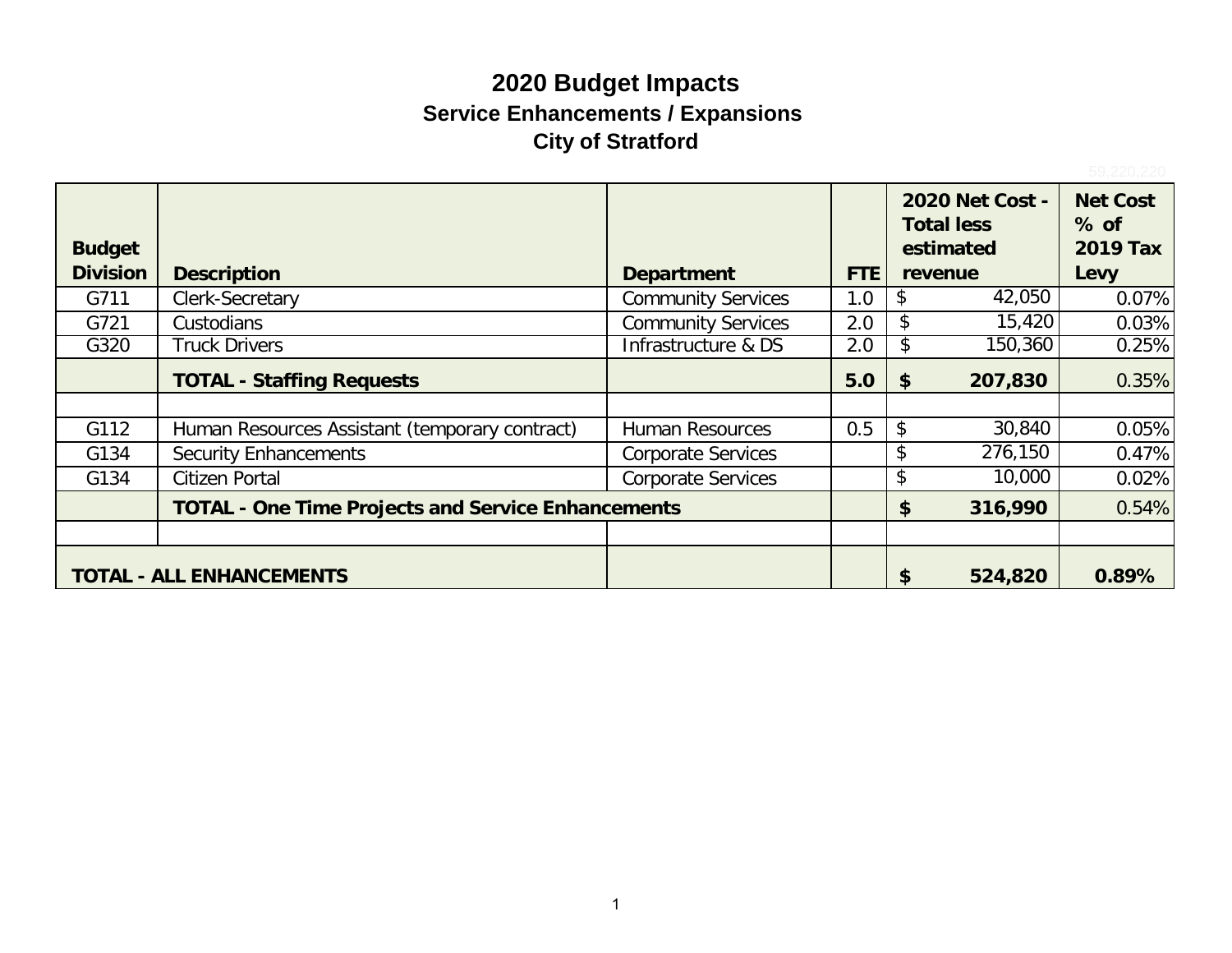# 2020 Budget Impacts

## Service Enhancements / Expansions

## City of Stratford

| Budget Division | Description | Department | FTE | 2020 Net Cost - Total less estimated revenue | Net Cost % of 2019 Tax Levy |
|---|---|---|---|---|---|
| G711 | Clerk-Secretary | Community Services | 1.0 | $ 42,050 | 0.07% |
| G721 | Custodians | Community Services | 2.0 | $ 15,420 | 0.03% |
| G320 | Truck Drivers | Infrastructure & DS | 2.0 | $ 150,360 | 0.25% |
| | **TOTAL - Staffing Requests** | | **5.0** | **$ 207,830** | 0.35% |
| | | | | | |
| G112 | Human Resources Assistant (temporary contract) | Human Resources | 0.5 | $ 30,840 | 0.05% |
| G134 | Security Enhancements | Corporate Services | | $ 276,150 | 0.47% |
| G134 | Citizen Portal | Corporate Services | | $ 10,000 | 0.02% |
| | **TOTAL - One Time Projects and Service Enhancements** | | | **$ 316,990** | 0.54% |
| | | | | | |
| **TOTAL - ALL ENHANCEMENTS** | | | | **$ 524,820** | **0.89%** |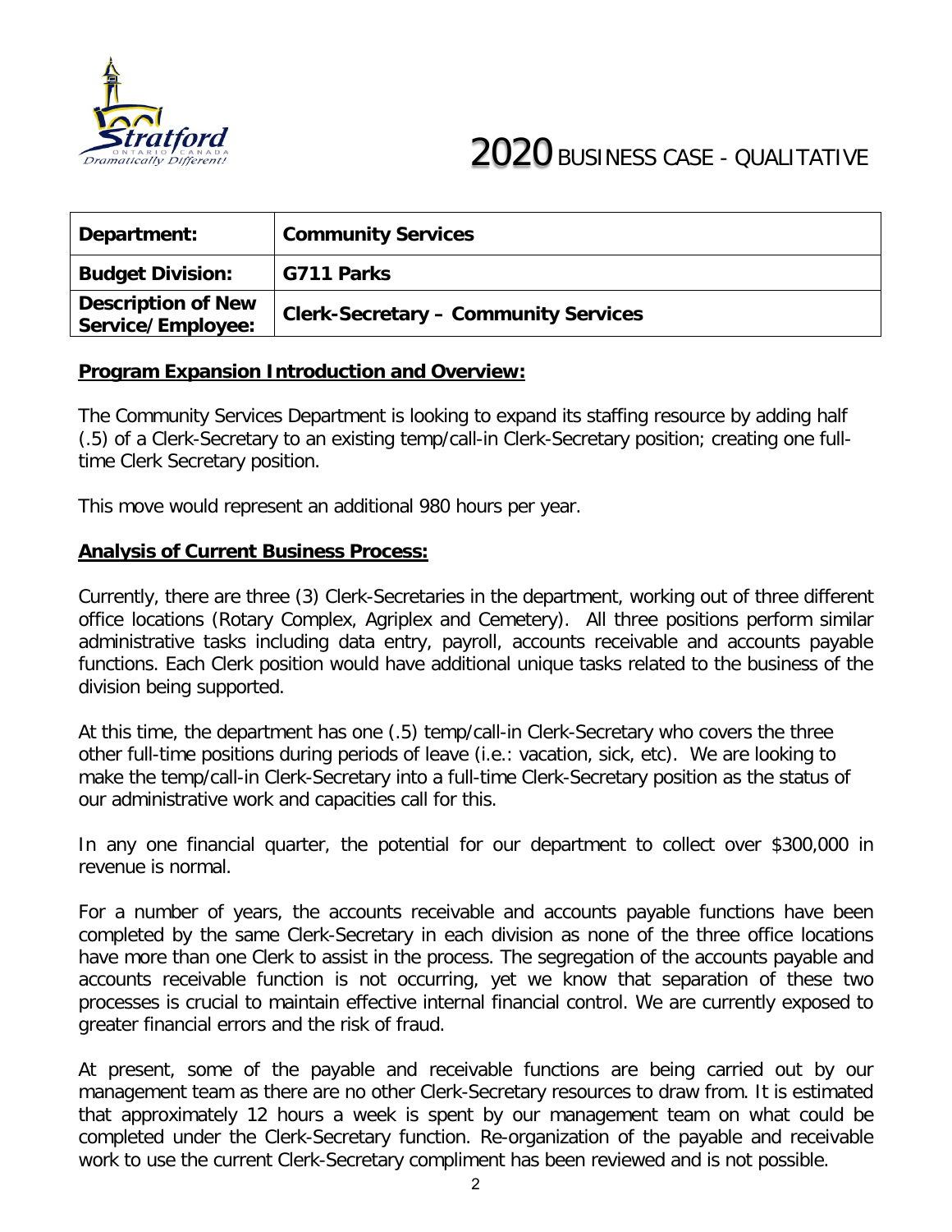# 2020 BUSINESS CASE - QUALITATIVE

| Department: | Community Services |
|---|---|
| Budget Division: | G711 Parks |
| Description of New Service/Employee: | Clerk-Secretary – Community Services |

## Program Expansion Introduction and Overview:

The Community Services Department is looking to expand its staffing resource by adding half (.5) of a Clerk-Secretary to an existing temp/call-in Clerk-Secretary position; creating one full-time Clerk Secretary position.

This move would represent an additional 980 hours per year.

## Analysis of Current Business Process:

Currently, there are three (3) Clerk-Secretaries in the department, working out of three different office locations (Rotary Complex, Agriplex and Cemetery). All three positions perform similar administrative tasks including data entry, payroll, accounts receivable and accounts payable functions. Each Clerk position would have additional unique tasks related to the business of the division being supported.

At this time, the department has one (.5) temp/call-in Clerk-Secretary who covers the three other full-time positions during periods of leave (i.e.: vacation, sick, etc). We are looking to make the temp/call-in Clerk-Secretary into a full-time Clerk-Secretary position as the status of our administrative work and capacities call for this.

In any one financial quarter, the potential for our department to collect over $300,000 in revenue is normal.

For a number of years, the accounts receivable and accounts payable functions have been completed by the same Clerk-Secretary in each division as none of the three office locations have more than one Clerk to assist in the process. The segregation of the accounts payable and accounts receivable function is not occurring, yet we know that separation of these two processes is crucial to maintain effective internal financial control. We are currently exposed to greater financial errors and the risk of fraud.

At present, some of the payable and receivable functions are being carried out by our management team as there are no other Clerk-Secretary resources to draw from. It is estimated that approximately 12 hours a week is spent by our management team on what could be completed under the Clerk-Secretary function. Re-organization of the payable and receivable work to use the current Clerk-Secretary compliment has been reviewed and is not possible.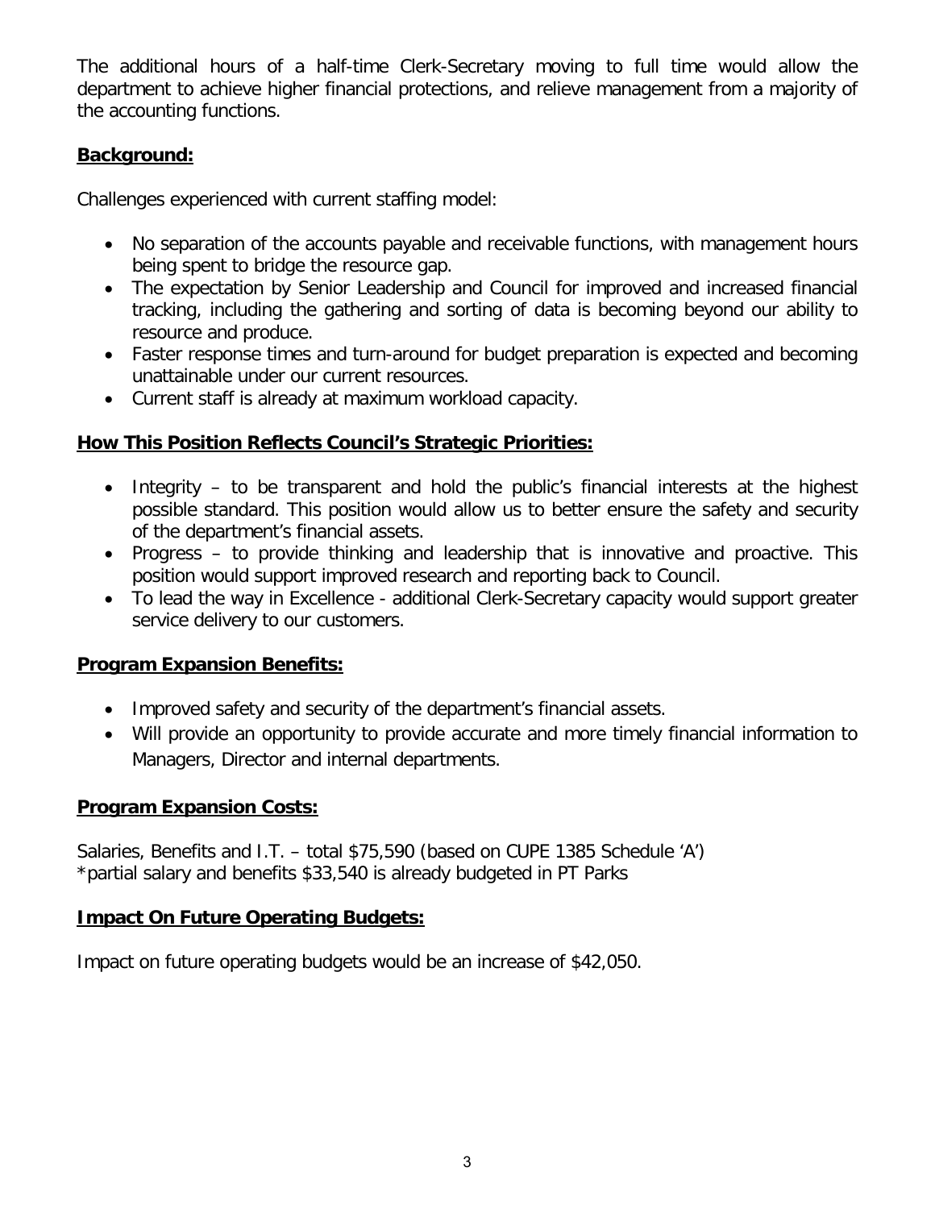The additional hours of a half-time Clerk-Secretary moving to full time would allow the department to achieve higher financial protections, and relieve management from a majority of the accounting functions.

**Background:**

Challenges experienced with current staffing model:

- No separation of the accounts payable and receivable functions, with management hours being spent to bridge the resource gap.
- The expectation by Senior Leadership and Council for improved and increased financial tracking, including the gathering and sorting of data is becoming beyond our ability to resource and produce.
- Faster response times and turn-around for budget preparation is expected and becoming unattainable under our current resources.
- Current staff is already at maximum workload capacity.

**How This Position Reflects Council's Strategic Priorities:**

- Integrity – to be transparent and hold the public's financial interests at the highest possible standard. This position would allow us to better ensure the safety and security of the department's financial assets.
- Progress – to provide thinking and leadership that is innovative and proactive. This position would support improved research and reporting back to Council.
- To lead the way in Excellence - additional Clerk-Secretary capacity would support greater service delivery to our customers.

**Program Expansion Benefits:**

- Improved safety and security of the department's financial assets.
- Will provide an opportunity to provide accurate and more timely financial information to Managers, Director and internal departments.

**Program Expansion Costs:**

Salaries, Benefits and I.T. – total $75,590 (based on CUPE 1385 Schedule 'A')
*partial salary and benefits $33,540 is already budgeted in PT Parks

**Impact On Future Operating Budgets:**

Impact on future operating budgets would be an increase of $42,050.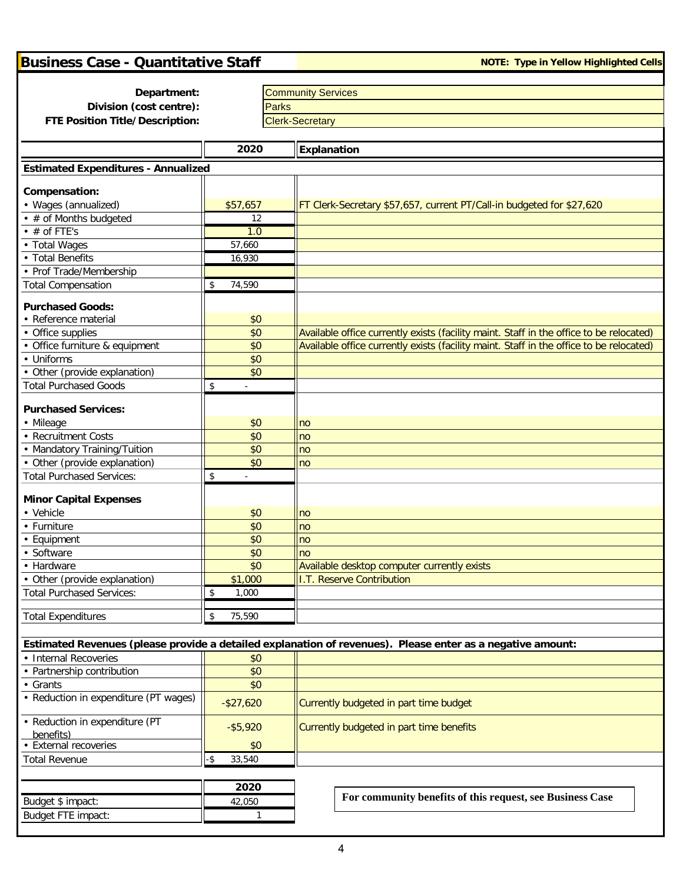## Business Case - Quantitative Staff

**NOTE: Type in Yellow Highlighted Cells**

| | |
|---|---|
| **Department:** | Community Services |
| **Division (cost centre):** | Parks |
| **FTE Position Title/Description:** | Clerk-Secretary |

| | 2020 | Explanation |
|---|---|---|
| **Estimated Expenditures - Annualized** | | |
| **Compensation:** | | |
| • Wages (annualized) | $57,657 | FT Clerk-Secretary $57,657, current PT/Call-in budgeted for $27,620 |
| • # of Months budgeted | 12 | |
| • # of FTE's | 1.0 | |
| • Total Wages | 57,660 | |
| • Total Benefits | 16,930 | |
| • Prof Trade/Membership | | |
| Total Compensation | $ 74,590 | |
| **Purchased Goods:** | | |
| • Reference material | $0 | |
| • Office supplies | $0 | Available office currently exists (facility maint. Staff in the office to be relocated) |
| • Office furniture & equipment | $0 | Available office currently exists (facility maint. Staff in the office to be relocated) |
| • Uniforms | $0 | |
| • Other (provide explanation) | $0 | |
| Total Purchased Goods | $ - | |
| **Purchased Services:** | | |
| • Mileage | $0 | no |
| • Recruitment Costs | $0 | no |
| • Mandatory Training/Tuition | $0 | no |
| • Other (provide explanation) | $0 | no |
| Total Purchased Services: | $ - | |
| **Minor Capital Expenses** | | |
| • Vehicle | $0 | no |
| • Furniture | $0 | no |
| • Equipment | $0 | no |
| • Software | $0 | no |
| • Hardware | $0 | Available desktop computer currently exists |
| • Other (provide explanation) | $1,000 | I.T. Reserve Contribution |
| Total Purchased Services: | $ 1,000 | |
| Total Expenditures | $ 75,590 | |
| **Estimated Revenues (please provide a detailed explanation of revenues). Please enter as a negative amount:** | | |
| • Internal Recoveries | $0 | |
| • Partnership contribution | $0 | |
| • Grants | $0 | |
| • Reduction in expenditure (PT wages) | -$27,620 | Currently budgeted in part time budget |
| • Reduction in expenditure (PT benefits) | -$5,920 | Currently budgeted in part time benefits |
| • External recoveries | $0 | |
| Total Revenue | -$ 33,540 | |

| | 2020 |
|---|---|
| Budget $ impact: | 42,050 |
| Budget FTE impact: | 1 |

**For community benefits of this request, see Business Case**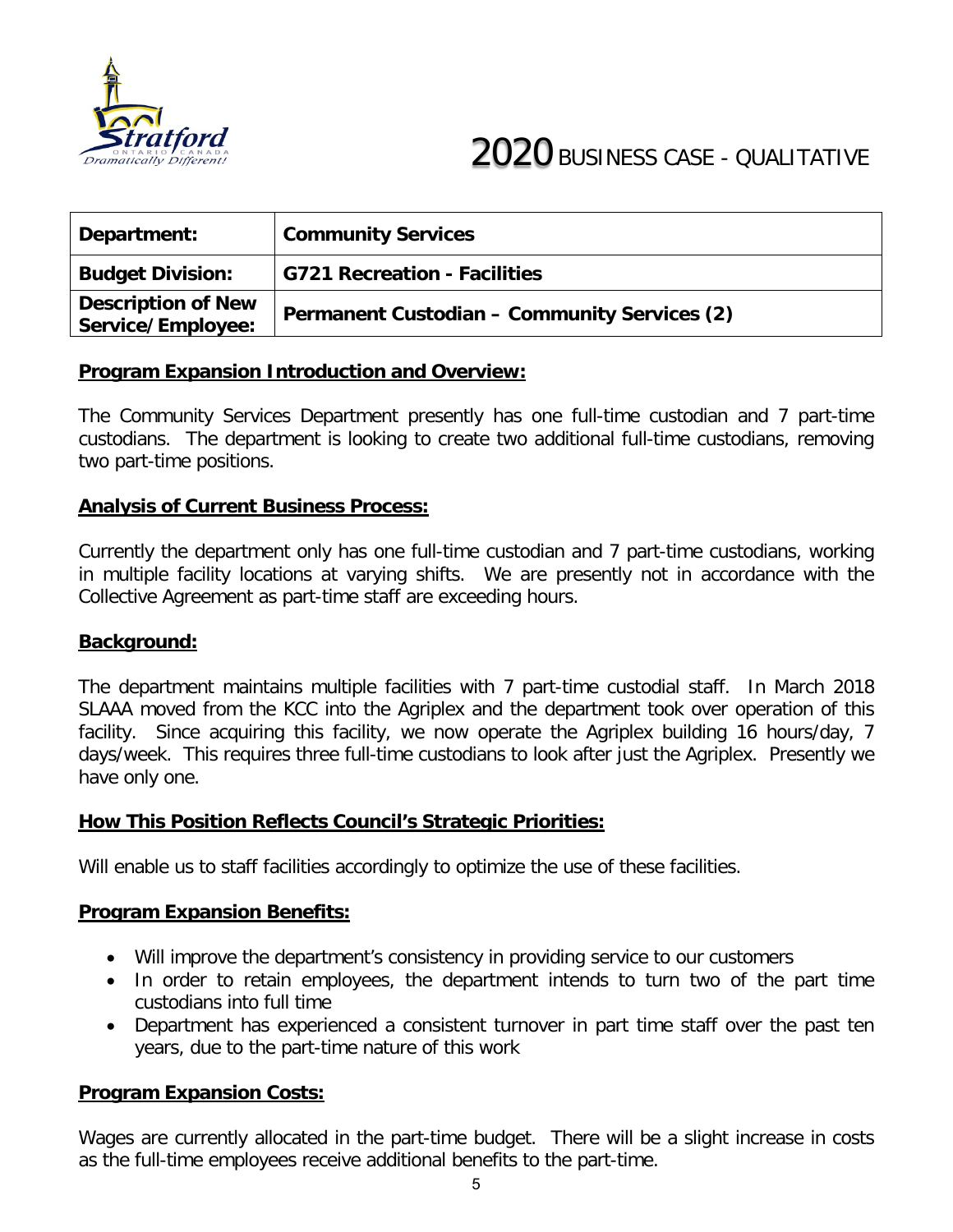# 2020 BUSINESS CASE - QUALITATIVE

| Department: | Community Services |
|---|---|
| Budget Division: | G721 Recreation - Facilities |
| Description of New Service/Employee: | Permanent Custodian – Community Services (2) |

## Program Expansion Introduction and Overview:

The Community Services Department presently has one full-time custodian and 7 part-time custodians. The department is looking to create two additional full-time custodians, removing two part-time positions.

## Analysis of Current Business Process:

Currently the department only has one full-time custodian and 7 part-time custodians, working in multiple facility locations at varying shifts. We are presently not in accordance with the Collective Agreement as part-time staff are exceeding hours.

## Background:

The department maintains multiple facilities with 7 part-time custodial staff. In March 2018 SLAAA moved from the KCC into the Agriplex and the department took over operation of this facility. Since acquiring this facility, we now operate the Agriplex building 16 hours/day, 7 days/week. This requires three full-time custodians to look after just the Agriplex. Presently we have only one.

## How This Position Reflects Council's Strategic Priorities:

Will enable us to staff facilities accordingly to optimize the use of these facilities.

## Program Expansion Benefits:

- Will improve the department's consistency in providing service to our customers
- In order to retain employees, the department intends to turn two of the part time custodians into full time
- Department has experienced a consistent turnover in part time staff over the past ten years, due to the part-time nature of this work

## Program Expansion Costs:

Wages are currently allocated in the part-time budget. There will be a slight increase in costs as the full-time employees receive additional benefits to the part-time.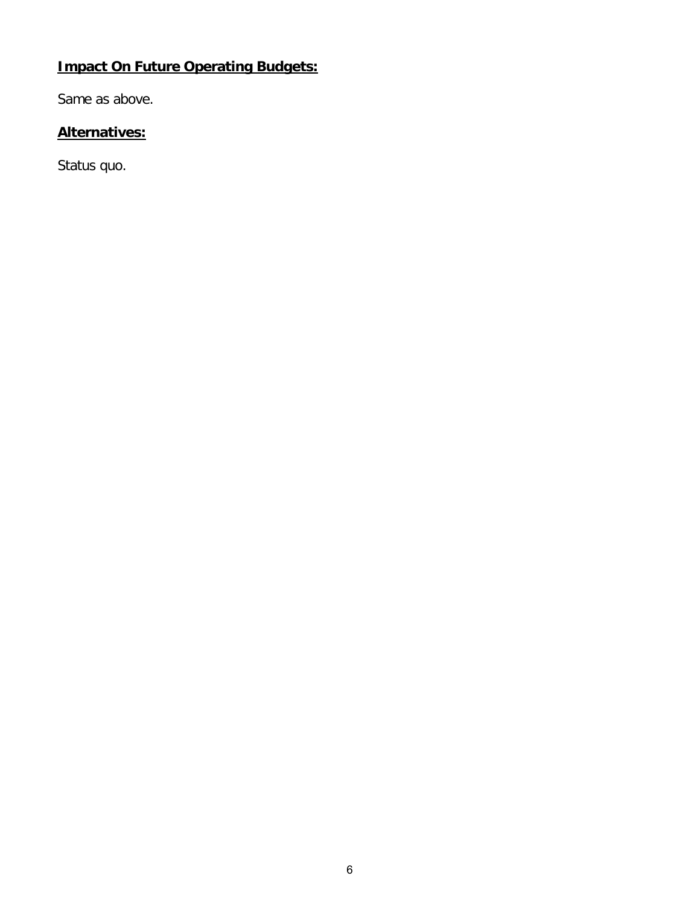**Impact On Future Operating Budgets:**

Same as above.

**Alternatives:**

Status quo.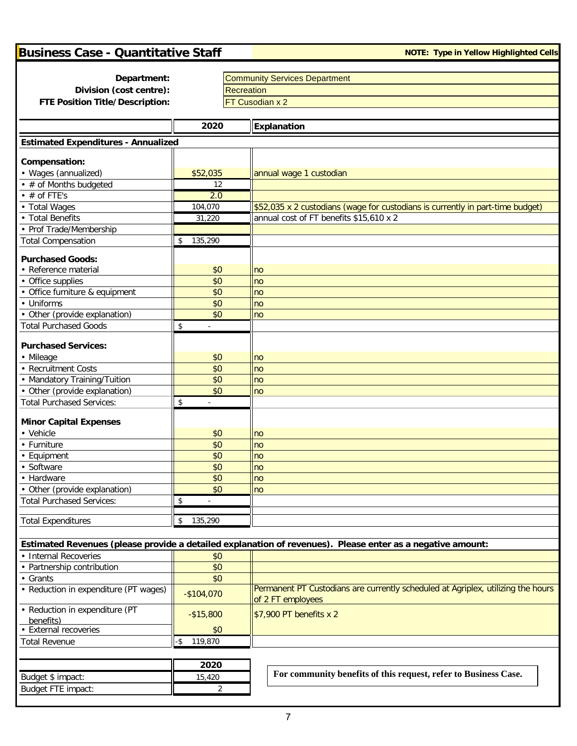## Business Case - Quantitative Staff

**NOTE: Type in Yellow Highlighted Cells**

**Department:** Community Services Department
**Division (cost centre):** Recreation
**FTE Position Title/Description:** FT Cusodian x 2

| | 2020 | Explanation |
|---|---|---|
| **Estimated Expenditures - Annualized** | | |
| **Compensation:** | | |
| • Wages (annualized) | $52,035 | annual wage 1 custodian |
| • # of Months budgeted | 12 | |
| • # of FTE's | 2.0 | |
| • Total Wages | 104,070 | $52,035 x 2 custodians (wage for custodians is currently in part-time budget) |
| • Total Benefits | 31,220 | annual cost of FT benefits $15,610 x 2 |
| • Prof Trade/Membership | | |
| Total Compensation | $ 135,290 | |
| **Purchased Goods:** | | |
| • Reference material | $0 | no |
| • Office supplies | $0 | no |
| • Office furniture & equipment | $0 | no |
| • Uniforms | $0 | no |
| • Other (provide explanation) | $0 | no |
| Total Purchased Goods | $ - | |
| **Purchased Services:** | | |
| • Mileage | $0 | no |
| • Recruitment Costs | $0 | no |
| • Mandatory Training/Tuition | $0 | no |
| • Other (provide explanation) | $0 | no |
| Total Purchased Services: | $ - | |
| **Minor Capital Expenses** | | |
| • Vehicle | $0 | no |
| • Furniture | $0 | no |
| • Equipment | $0 | no |
| • Software | $0 | no |
| • Hardware | $0 | no |
| • Other (provide explanation) | $0 | no |
| Total Purchased Services: | $ - | |
| Total Expenditures | $ 135,290 | |
| **Estimated Revenues (please provide a detailed explanation of revenues). Please enter as a negative amount:** | | |
| • Internal Recoveries | $0 | |
| • Partnership contribution | $0 | |
| • Grants | $0 | |
| • Reduction in expenditure (PT wages) | -$104,070 | Permanent PT Custodians are currently scheduled at Agriplex, utilizing the hours of 2 FT employees |
| • Reduction in expenditure (PT benefits) | -$15,800 | $7,900 PT benefits x 2 |
| • External recoveries | $0 | |
| Total Revenue | -$ 119,870 | |

| | 2020 |
|---|---|
| Budget $ impact: | 15,420 |
| Budget FTE impact: | 2 |

**For community benefits of this request, refer to Business Case.**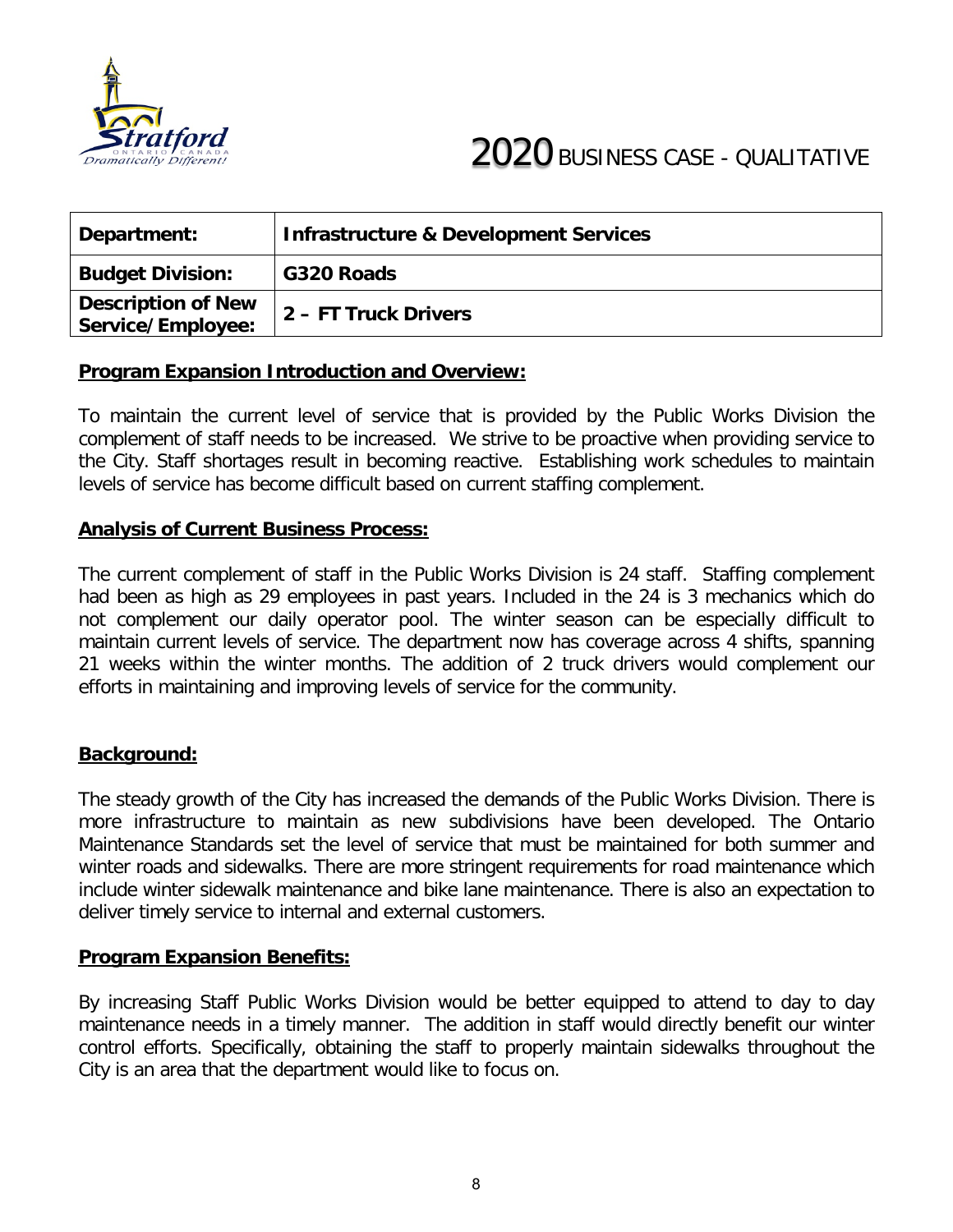# 2020 BUSINESS CASE - QUALITATIVE

| Department: | Infrastructure & Development Services |
|---|---|
| **Budget Division:** | **G320 Roads** |
| **Description of New Service/Employee:** | **2 – FT Truck Drivers** |

## Program Expansion Introduction and Overview:

To maintain the current level of service that is provided by the Public Works Division the complement of staff needs to be increased. We strive to be proactive when providing service to the City. Staff shortages result in becoming reactive. Establishing work schedules to maintain levels of service has become difficult based on current staffing complement.

## Analysis of Current Business Process:

The current complement of staff in the Public Works Division is 24 staff. Staffing complement had been as high as 29 employees in past years. Included in the 24 is 3 mechanics which do not complement our daily operator pool. The winter season can be especially difficult to maintain current levels of service. The department now has coverage across 4 shifts, spanning 21 weeks within the winter months. The addition of 2 truck drivers would complement our efforts in maintaining and improving levels of service for the community.

## Background:

The steady growth of the City has increased the demands of the Public Works Division. There is more infrastructure to maintain as new subdivisions have been developed. The Ontario Maintenance Standards set the level of service that must be maintained for both summer and winter roads and sidewalks. There are more stringent requirements for road maintenance which include winter sidewalk maintenance and bike lane maintenance. There is also an expectation to deliver timely service to internal and external customers.

## Program Expansion Benefits:

By increasing Staff Public Works Division would be better equipped to attend to day to day maintenance needs in a timely manner. The addition in staff would directly benefit our winter control efforts. Specifically, obtaining the staff to properly maintain sidewalks throughout the City is an area that the department would like to focus on.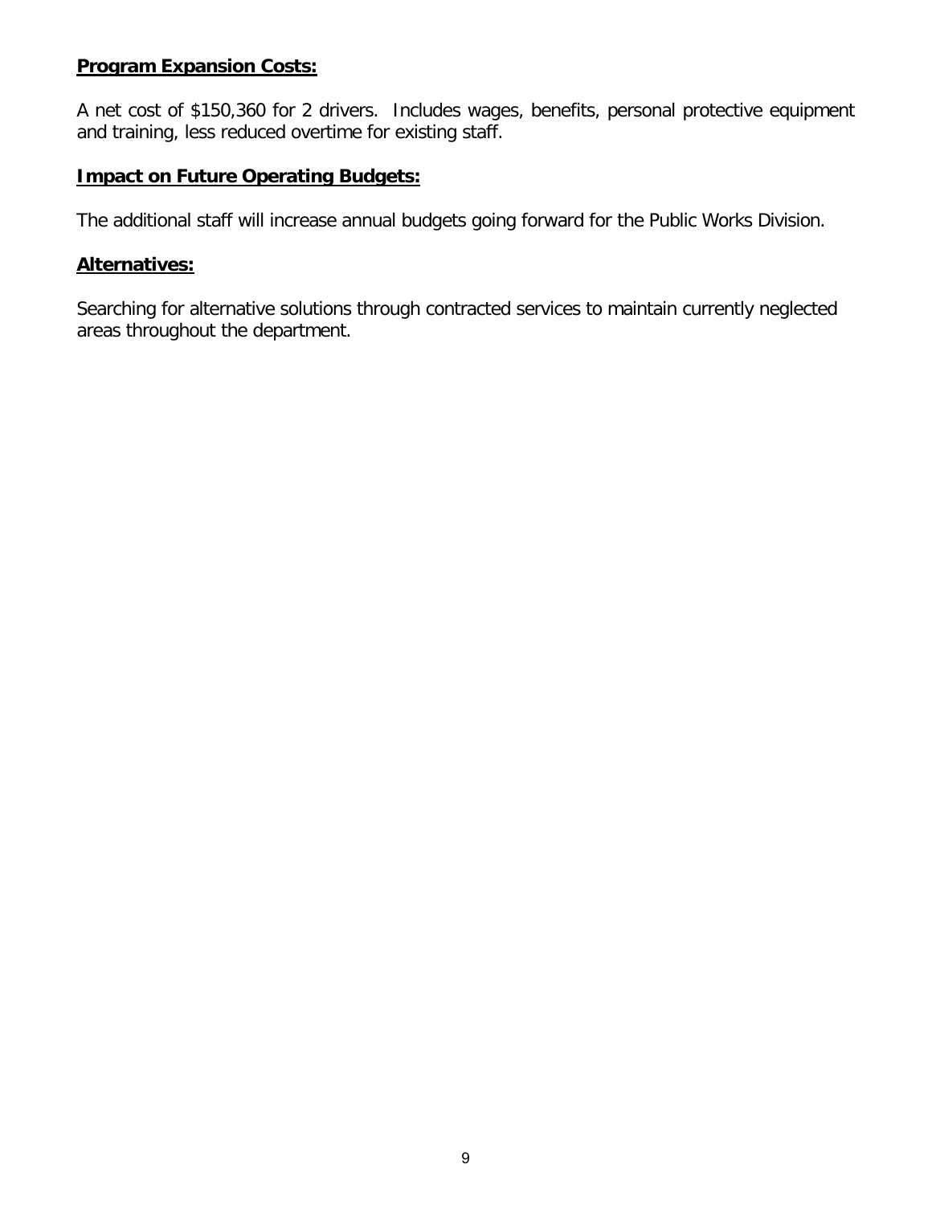**Program Expansion Costs:**

A net cost of $150,360 for 2 drivers. Includes wages, benefits, personal protective equipment and training, less reduced overtime for existing staff.

**Impact on Future Operating Budgets:**

The additional staff will increase annual budgets going forward for the Public Works Division.

**Alternatives:**

Searching for alternative solutions through contracted services to maintain currently neglected areas throughout the department.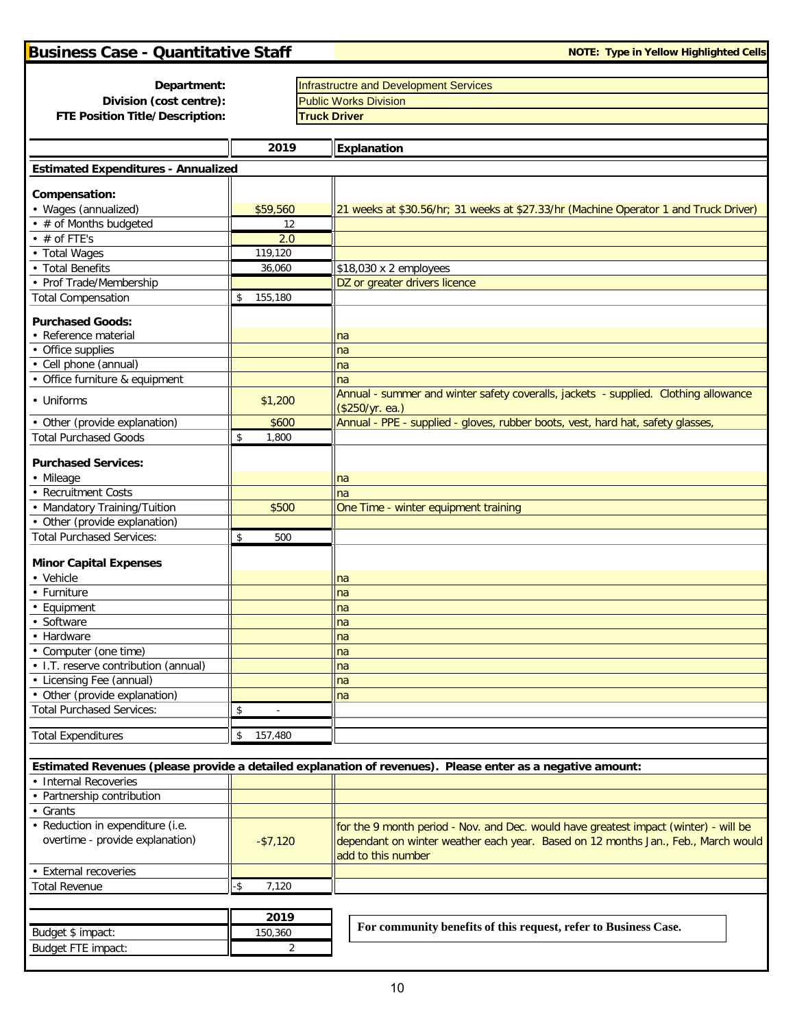## Business Case - Quantitative Staff

**NOTE: Type in Yellow Highlighted Cells**

**Department:** Infrastructre and Development Services
**Division (cost centre):** Public Works Division
**FTE Position Title/Description:** **Truck Driver**

| | 2019 | Explanation |
|---|---|---|
| **Estimated Expenditures - Annualized** | | |
| **Compensation:** | | |
| • Wages (annualized) | $59,560 | 21 weeks at $30.56/hr; 31 weeks at $27.33/hr (Machine Operator 1 and Truck Driver) |
| • # of Months budgeted | 12 | |
| • # of FTE's | 2.0 | |
| • Total Wages | 119,120 | |
| • Total Benefits | 36,060 | $18,030 x 2 employees |
| • Prof Trade/Membership | | DZ or greater drivers licence |
| Total Compensation | $ 155,180 | |
| **Purchased Goods:** | | |
| • Reference material | | na |
| • Office supplies | | na |
| • Cell phone (annual) | | na |
| • Office furniture & equipment | | na |
| • Uniforms | $1,200 | Annual - summer and winter safety coveralls, jackets - supplied. Clothing allowance ($250/yr. ea.) |
| • Other (provide explanation) | $600 | Annual - PPE - supplied - gloves, rubber boots, vest, hard hat, safety glasses, |
| Total Purchased Goods | $ 1,800 | |
| **Purchased Services:** | | |
| • Mileage | | na |
| • Recruitment Costs | | na |
| • Mandatory Training/Tuition | $500 | One Time - winter equipment training |
| • Other (provide explanation) | | |
| Total Purchased Services: | $ 500 | |
| **Minor Capital Expenses** | | |
| • Vehicle | | na |
| • Furniture | | na |
| • Equipment | | na |
| • Software | | na |
| • Hardware | | na |
| • Computer (one time) | | na |
| • I.T. reserve contribution (annual) | | na |
| • Licensing Fee (annual) | | na |
| • Other (provide explanation) | | na |
| Total Purchased Services: | $ - | |
| Total Expenditures | $ 157,480 | |
| **Estimated Revenues (please provide a detailed explanation of revenues). Please enter as a negative amount:** | | |
| • Internal Recoveries | | |
| • Partnership contribution | | |
| • Grants | | |
| • Reduction in expenditure (i.e. overtime - provide explanation) | -$7,120 | for the 9 month period - Nov. and Dec. would have greatest impact (winter) - will be dependant on winter weather each year. Based on 12 months Jan., Feb., March would add to this number |
| • External recoveries | | |
| Total Revenue | -$ 7,120 | |

| | 2019 |
|---|---|
| Budget $ impact: | 150,360 |
| Budget FTE impact: | 2 |

**For community benefits of this request, refer to Business Case.**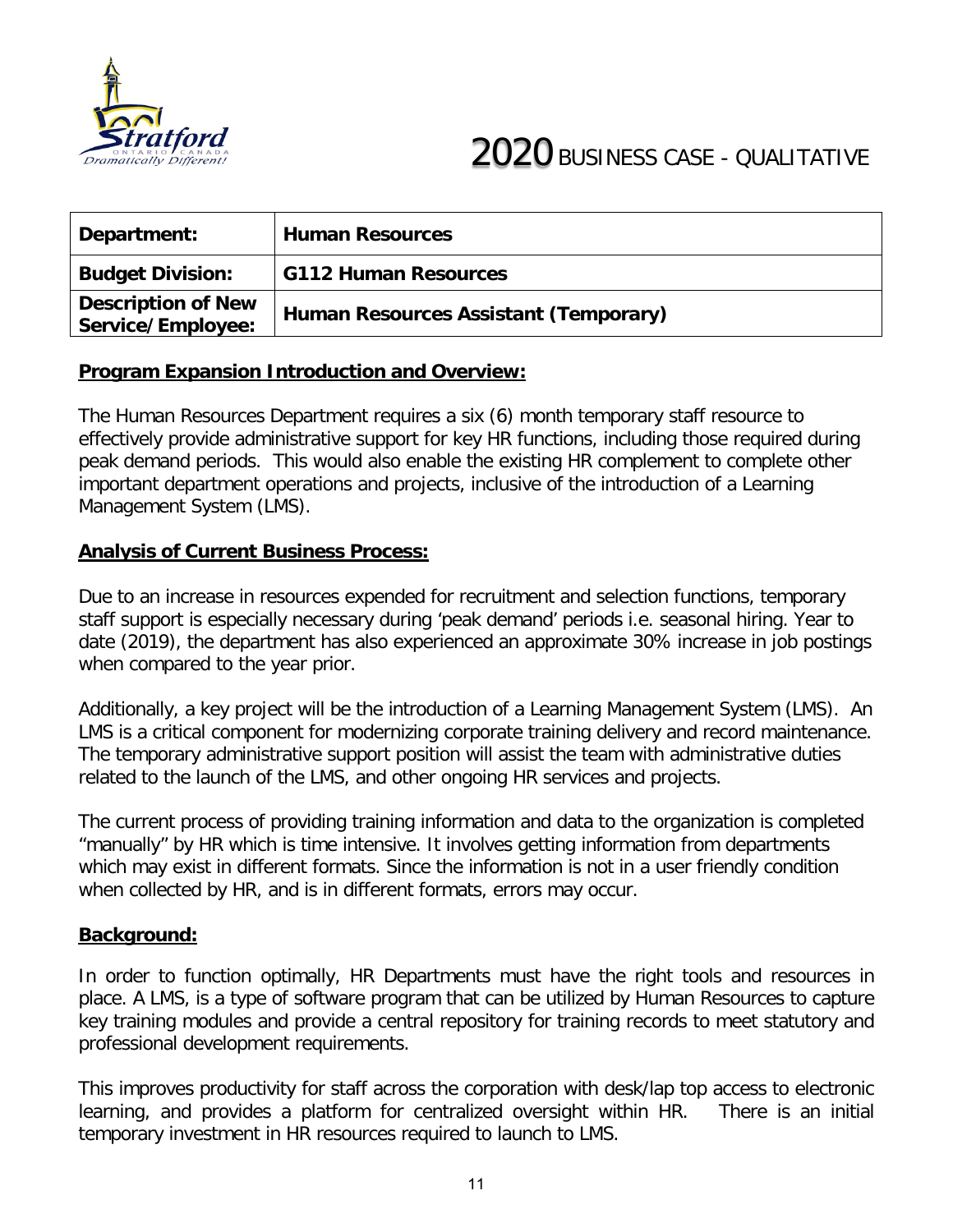# 2020 BUSINESS CASE - QUALITATIVE

| Department: | Human Resources |
|---|---|
| Budget Division: | G112 Human Resources |
| Description of New Service/Employee: | Human Resources Assistant (Temporary) |

## Program Expansion Introduction and Overview:

The Human Resources Department requires a six (6) month temporary staff resource to effectively provide administrative support for key HR functions, including those required during peak demand periods. This would also enable the existing HR complement to complete other important department operations and projects, inclusive of the introduction of a Learning Management System (LMS).

## Analysis of Current Business Process:

Due to an increase in resources expended for recruitment and selection functions, temporary staff support is especially necessary during 'peak demand' periods i.e. seasonal hiring. Year to date (2019), the department has also experienced an approximate 30% increase in job postings when compared to the year prior.

Additionally, a key project will be the introduction of a Learning Management System (LMS). An LMS is a critical component for modernizing corporate training delivery and record maintenance. The temporary administrative support position will assist the team with administrative duties related to the launch of the LMS, and other ongoing HR services and projects.

The current process of providing training information and data to the organization is completed "manually" by HR which is time intensive. It involves getting information from departments which may exist in different formats. Since the information is not in a user friendly condition when collected by HR, and is in different formats, errors may occur.

## Background:

In order to function optimally, HR Departments must have the right tools and resources in place. A LMS, is a type of software program that can be utilized by Human Resources to capture key training modules and provide a central repository for training records to meet statutory and professional development requirements.

This improves productivity for staff across the corporation with desk/lap top access to electronic learning, and provides a platform for centralized oversight within HR. There is an initial temporary investment in HR resources required to launch to LMS.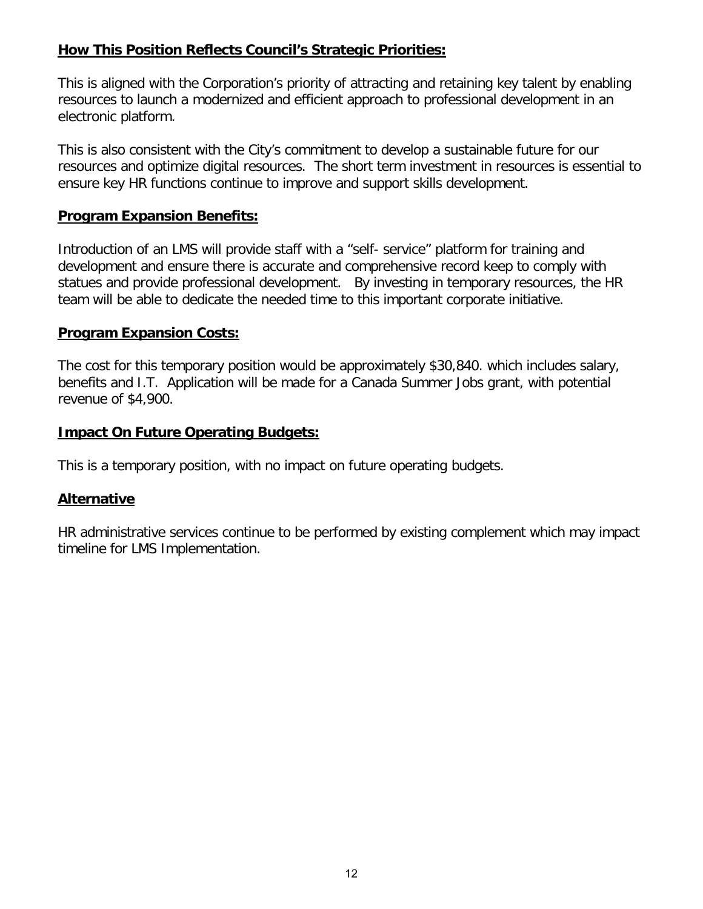**How This Position Reflects Council's Strategic Priorities:**

This is aligned with the Corporation's priority of attracting and retaining key talent by enabling resources to launch a modernized and efficient approach to professional development in an electronic platform.

This is also consistent with the City's commitment to develop a sustainable future for our resources and optimize digital resources. The short term investment in resources is essential to ensure key HR functions continue to improve and support skills development.

**Program Expansion Benefits:**

Introduction of an LMS will provide staff with a "self- service" platform for training and development and ensure there is accurate and comprehensive record keep to comply with statues and provide professional development. By investing in temporary resources, the HR team will be able to dedicate the needed time to this important corporate initiative.

**Program Expansion Costs:**

The cost for this temporary position would be approximately $30,840. which includes salary, benefits and I.T. Application will be made for a Canada Summer Jobs grant, with potential revenue of $4,900.

**Impact On Future Operating Budgets:**

This is a temporary position, with no impact on future operating budgets.

**Alternative**

HR administrative services continue to be performed by existing complement which may impact timeline for LMS Implementation.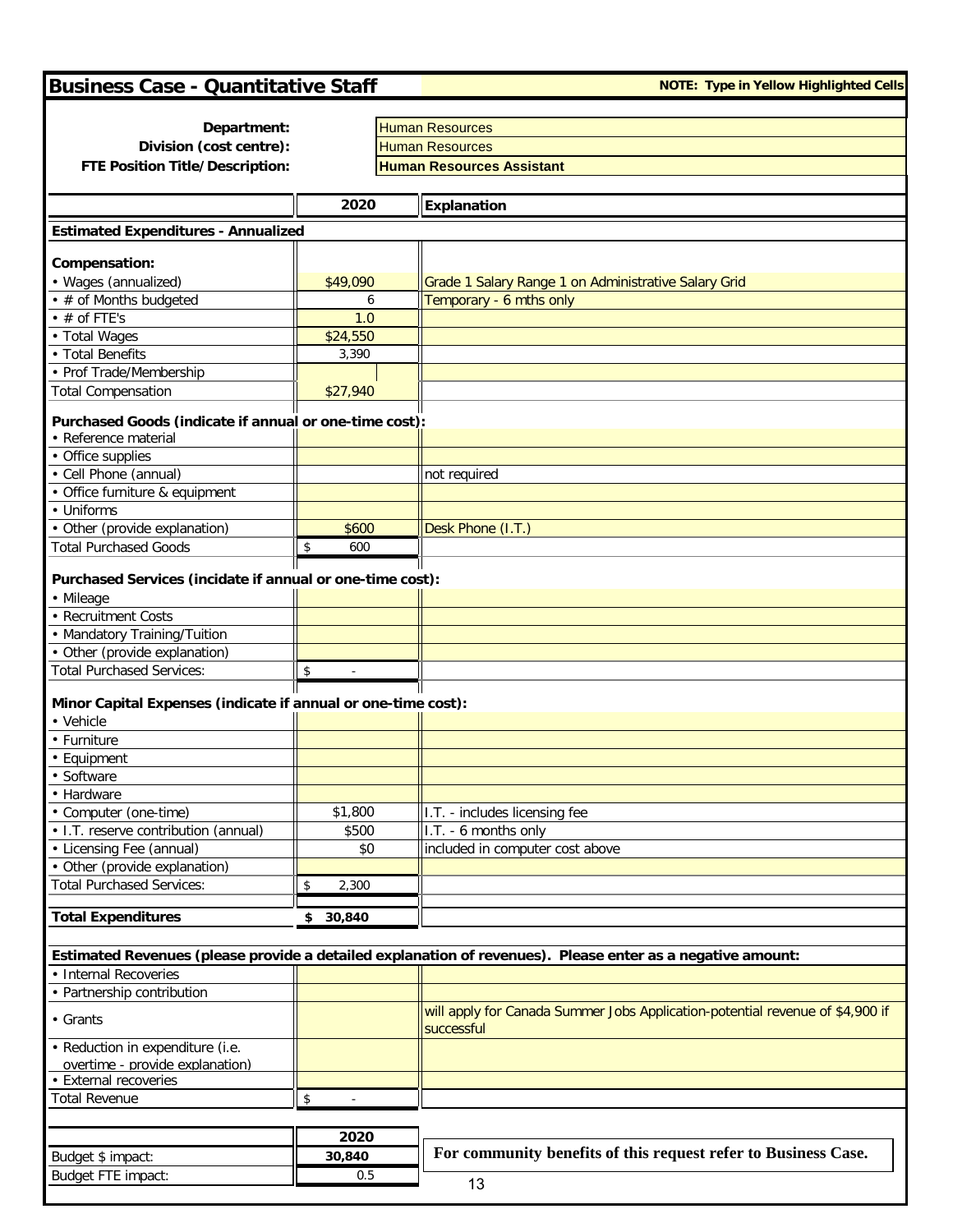# Business Case - Quantitative Staff

**NOTE: Type in Yellow Highlighted Cells**

| | |
|---|---|
| **Department:** | Human Resources |
| **Division (cost centre):** | Human Resources |
| **FTE Position Title/Description:** | **Human Resources Assistant** |

| | 2020 | Explanation |
|---|---|---|
| **Estimated Expenditures - Annualized** | | |
| **Compensation:** | | |
| • Wages (annualized) | $49,090 | Grade 1 Salary Range 1 on Administrative Salary Grid |
| • # of Months budgeted | 6 | Temporary - 6 mths only |
| • # of FTE's | 1.0 | |
| • Total Wages | $24,550 | |
| • Total Benefits | 3,390 | |
| • Prof Trade/Membership | | |
| Total Compensation | $27,940 | |
| **Purchased Goods (indicate if annual or one-time cost):** | | |
| • Reference material | | |
| • Office supplies | | |
| • Cell Phone (annual) | | not required |
| • Office furniture & equipment | | |
| • Uniforms | | |
| • Other (provide explanation) | $600 | Desk Phone (I.T.) |
| Total Purchased Goods | $ 600 | |
| **Purchased Services (incidate if annual or one-time cost):** | | |
| • Mileage | | |
| • Recruitment Costs | | |
| • Mandatory Training/Tuition | | |
| • Other (provide explanation) | | |
| Total Purchased Services: | $ - | |
| **Minor Capital Expenses (indicate if annual or one-time cost):** | | |
| • Vehicle | | |
| • Furniture | | |
| • Equipment | | |
| • Software | | |
| • Hardware | | |
| • Computer (one-time) | $1,800 | I.T. - includes licensing fee |
| • I.T. reserve contribution (annual) | $500 | I.T. - 6 months only |
| • Licensing Fee (annual) | $0 | included in computer cost above |
| • Other (provide explanation) | | |
| Total Purchased Services: | $ 2,300 | |
| **Total Expenditures** | **$ 30,840** | |
| **Estimated Revenues (please provide a detailed explanation of revenues). Please enter as a negative amount:** | | |
| • Internal Recoveries | | |
| • Partnership contribution | | |
| • Grants | | will apply for Canada Summer Jobs Application-potential revenue of $4,900 if successful |
| • Reduction in expenditure (i.e. overtime - provide explanation) | | |
| • External recoveries | | |
| Total Revenue | $ - | |

| | 2020 |
|---|---|
| Budget $ impact: | **30,840** |
| Budget FTE impact: | 0.5 |

**For community benefits of this request refer to Business Case.**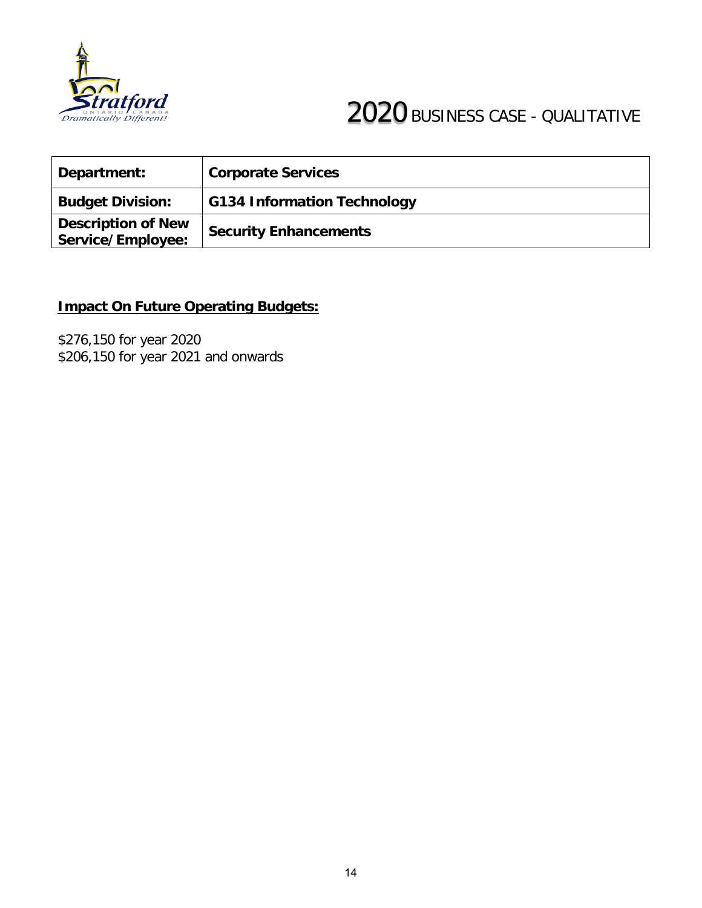# 2020 BUSINESS CASE - QUALITATIVE

| Department: | Corporate Services |
|---|---|
| Budget Division: | G134 Information Technology |
| Description of New Service/Employee: | Security Enhancements |

**Impact On Future Operating Budgets:**

$276,150 for year 2020
$206,150 for year 2021 and onwards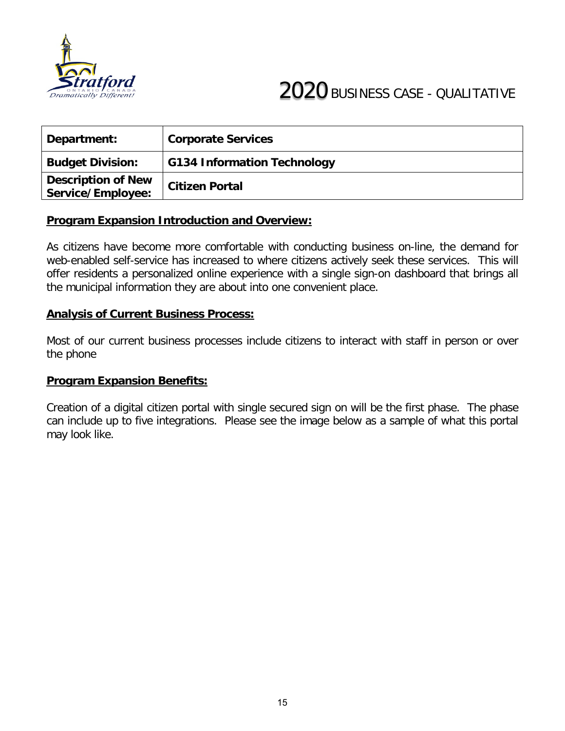# 2020 BUSINESS CASE - QUALITATIVE

| Department: | Corporate Services |
| --- | --- |
| Budget Division: | G134 Information Technology |
| Description of New Service/Employee: | Citizen Portal |

## Program Expansion Introduction and Overview:

As citizens have become more comfortable with conducting business on-line, the demand for web-enabled self-service has increased to where citizens actively seek these services. This will offer residents a personalized online experience with a single sign-on dashboard that brings all the municipal information they are about into one convenient place.

## Analysis of Current Business Process:

Most of our current business processes include citizens to interact with staff in person or over the phone

## Program Expansion Benefits:

Creation of a digital citizen portal with single secured sign on will be the first phase. The phase can include up to five integrations. Please see the image below as a sample of what this portal may look like.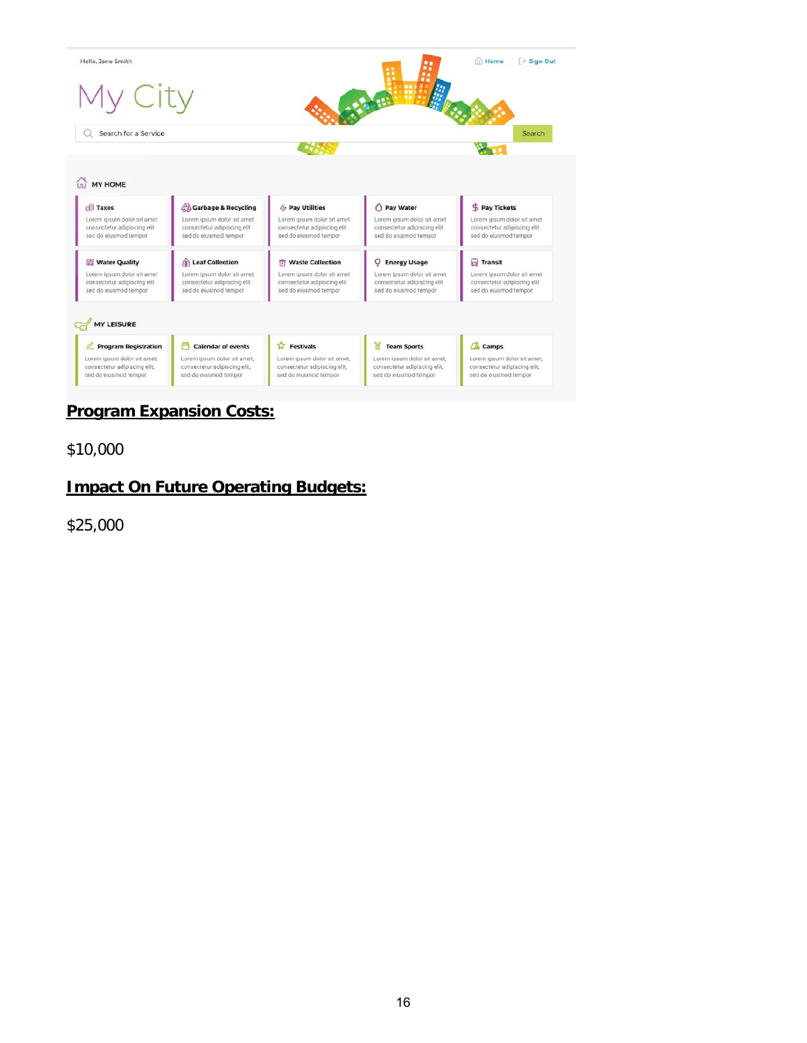Hello, Jane Smith

Home Sign Out

My City

Search for a Service Search

MY HOME

| Taxes | Garbage & Recycling | Pay Utilities | Pay Water | Pay Tickets |
|---|---|---|---|---|
| Lorem ipsum dolor sit amet consectetur adipiscing elit sed do eiusmod tempor | Lorem ipsum dolor sit amet consectetur adipiscing elit sed do eiusmod tempor | Lorem ipsum dolor sit amet consectetur adpiscing elit sed do eiusmod tempor | Lorem ipsum dolor sit amet consectetur adipiscing elit sed do eiusmod tempor | Lorem ipsum dolor sit amet consectetur adipiscing elit sed do eiusmod tempor |
| **Water Quality** | **Leaf Collection** | **Waste Collection** | **Energy Usage** | **Transit** |
| Lorem ipsum dolor sit amet consectetur adipiscing elit sed do eiusmod tempor | Lorem ipsum dolor sit amet consectetur adipiscing elit sed do eiusmod tempor | Lorem ipsum dolor sit amet consectetur adpiscing elit sed do eiusmod tempor | Lorem ipsum dolor sit amet consectetur adipiscing elit sed do eiusmod tempor | Lorem ipsum dolor sit amet consectetur adipiscing elit sed do eiusmod tempor |

MY LEISURE

| Program Registration | Calendar of events | Festivals | Team Sports | Camps |
|---|---|---|---|---|
| Lorem ipsum dolor sit amet, consectetur adipiscing elit, sed do eiusmod tempor | Lorem ipsum dolor sit amet, consectetur adipiscing elit, sed do eiusmod tempor | Lorem ipsum dolor sit amet, consectetur adipiscing elit, sed do eiusmod tempor | Lorem ipsum dolor sit amet, consectetur adipiscing elit, sed do eiusmod tempor | Lorem ipsum dolor sit amet, consectetur adipiscing elit, sed do eiusmod tempor |

**Program Expansion Costs:**

$10,000

**Impact On Future Operating Budgets:**

$25,000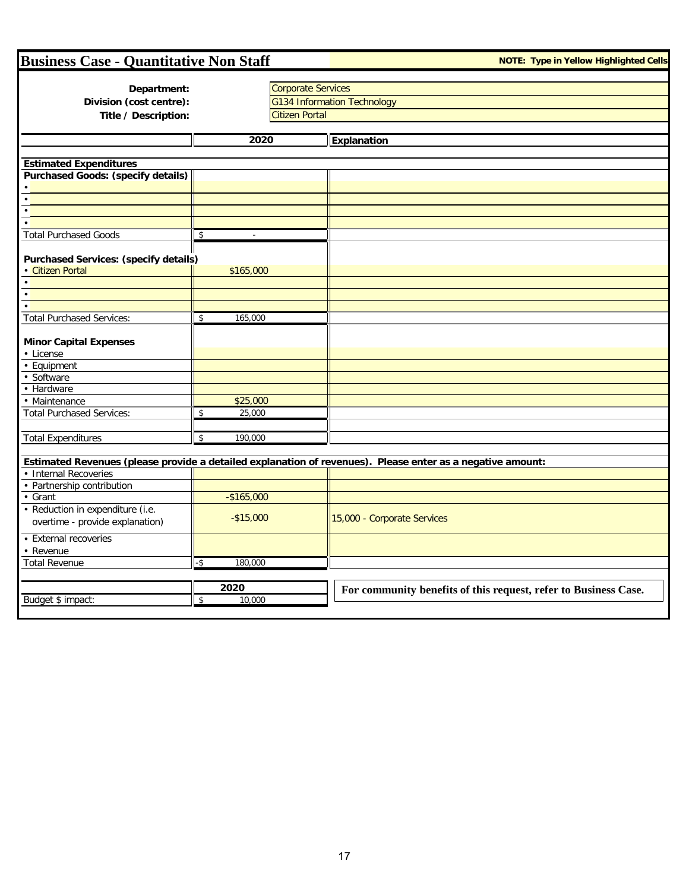# Business Case - Quantitative Non Staff

**NOTE: Type in Yellow Highlighted Cells**

**Department:** Corporate Services
**Division (cost centre):** G134 Information Technology
**Title / Description:** Citizen Portal

| | 2020 | Explanation |
|---|---|---|
| **Estimated Expenditures** | | |
| **Purchased Goods: (specify details)** | | |
| • | | |
| • | | |
| • | | |
| • | | |
| Total Purchased Goods | $ - | |
| **Purchased Services: (specify details)** | | |
| • Citizen Portal | $165,000 | |
| • | | |
| • | | |
| • | | |
| Total Purchased Services: | $ 165,000 | |
| **Minor Capital Expenses** | | |
| • License | | |
| • Equipment | | |
| • Software | | |
| • Hardware | | |
| • Maintenance | $25,000 | |
| Total Purchased Services: | $ 25,000 | |
| Total Expenditures | $ 190,000 | |
| **Estimated Revenues (please provide a detailed explanation of revenues). Please enter as a negative amount:** | | |
| • Internal Recoveries | | |
| • Partnership contribution | | |
| • Grant | -$165,000 | |
| • Reduction in expenditure (i.e. overtime - provide explanation) | -$15,000 | 15,000 - Corporate Services |
| • External recoveries | | |
| • Revenue | | |
| Total Revenue | -$ 180,000 | |

| | 2020 | |
|---|---|---|
| Budget $ impact: | $ 10,000 | **For community benefits of this request, refer to Business Case.** |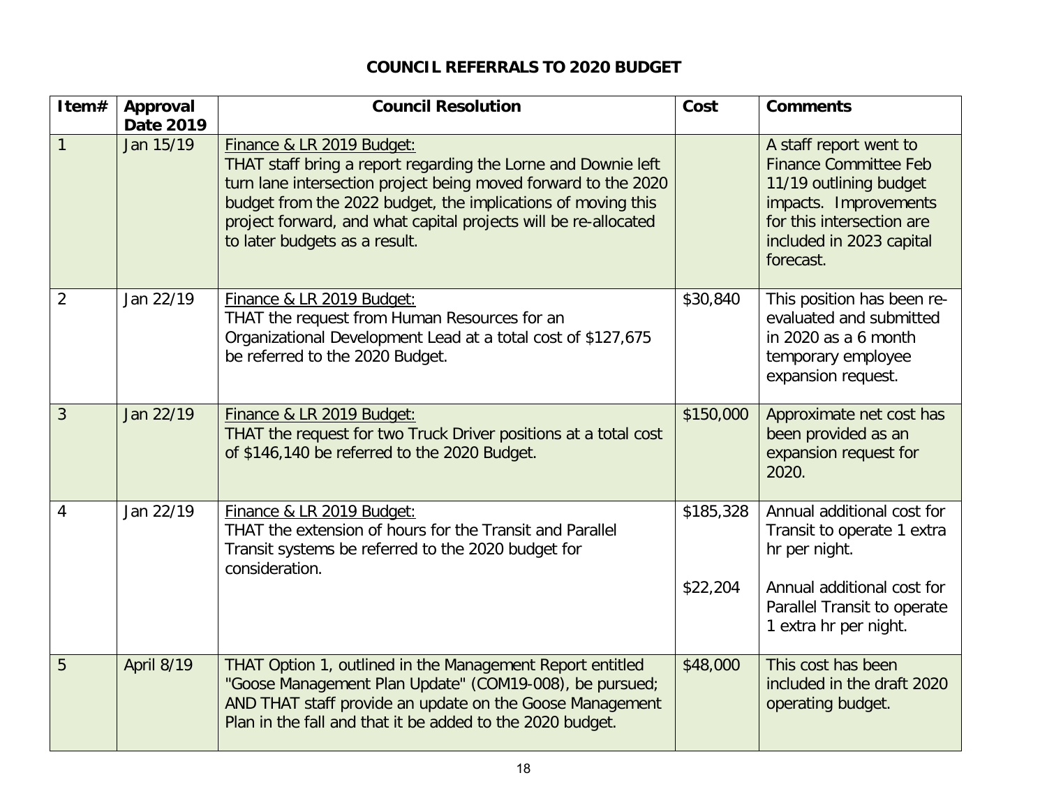# COUNCIL REFERRALS TO 2020 BUDGET

| Item# | Approval Date 2019 | Council Resolution | Cost | Comments |
|---|---|---|---|---|
| 1 | Jan 15/19 | Finance & LR 2019 Budget:<br>THAT staff bring a report regarding the Lorne and Downie left turn lane intersection project being moved forward to the 2020 budget from the 2022 budget, the implications of moving this project forward, and what capital projects will be re-allocated to later budgets as a result. | | A staff report went to Finance Committee Feb 11/19 outlining budget impacts. Improvements for this intersection are included in 2023 capital forecast. |
| 2 | Jan 22/19 | Finance & LR 2019 Budget:<br>THAT the request from Human Resources for an Organizational Development Lead at a total cost of $127,675 be referred to the 2020 Budget. | $30,840 | This position has been re-evaluated and submitted in 2020 as a 6 month temporary employee expansion request. |
| 3 | Jan 22/19 | Finance & LR 2019 Budget:<br>THAT the request for two Truck Driver positions at a total cost of $146,140 be referred to the 2020 Budget. | $150,000 | Approximate net cost has been provided as an expansion request for 2020. |
| 4 | Jan 22/19 | Finance & LR 2019 Budget:<br>THAT the extension of hours for the Transit and Parallel Transit systems be referred to the 2020 budget for consideration. | $185,328<br><br>$22,204 | Annual additional cost for Transit to operate 1 extra hr per night.<br><br>Annual additional cost for Parallel Transit to operate 1 extra hr per night. |
| 5 | April 8/19 | THAT Option 1, outlined in the Management Report entitled "Goose Management Plan Update" (COM19-008), be pursued; AND THAT staff provide an update on the Goose Management Plan in the fall and that it be added to the 2020 budget. | $48,000 | This cost has been included in the draft 2020 operating budget. |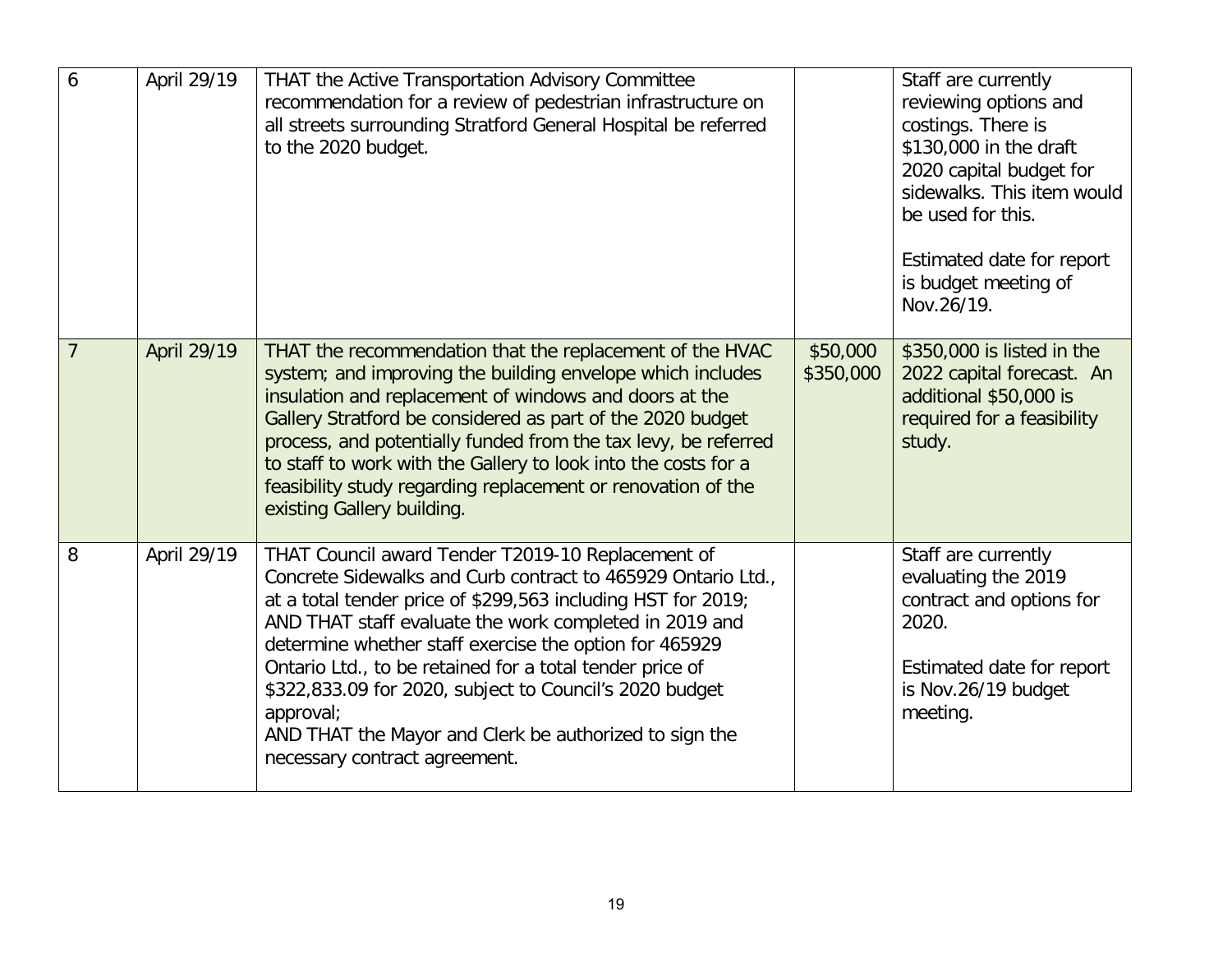| 6 | April 29/19 | THAT the Active Transportation Advisory Committee recommendation for a review of pedestrian infrastructure on all streets surrounding Stratford General Hospital be referred to the 2020 budget. | | Staff are currently reviewing options and costings. There is $130,000 in the draft 2020 capital budget for sidewalks. This item would be used for this.<br><br>Estimated date for report is budget meeting of Nov.26/19. |
|---|---|---|---|---|
| 7 | April 29/19 | THAT the recommendation that the replacement of the HVAC system; and improving the building envelope which includes insulation and replacement of windows and doors at the Gallery Stratford be considered as part of the 2020 budget process, and potentially funded from the tax levy, be referred to staff to work with the Gallery to look into the costs for a feasibility study regarding replacement or renovation of the existing Gallery building. | $50,000<br>$350,000 | $350,000 is listed in the 2022 capital forecast. An additional $50,000 is required for a feasibility study. |
| 8 | April 29/19 | THAT Council award Tender T2019-10 Replacement of Concrete Sidewalks and Curb contract to 465929 Ontario Ltd., at a total tender price of $299,563 including HST for 2019;<br>AND THAT staff evaluate the work completed in 2019 and determine whether staff exercise the option for 465929 Ontario Ltd., to be retained for a total tender price of $322,833.09 for 2020, subject to Council's 2020 budget approval;<br>AND THAT the Mayor and Clerk be authorized to sign the necessary contract agreement. | | Staff are currently evaluating the 2019 contract and options for 2020.<br><br>Estimated date for report is Nov.26/19 budget meeting. |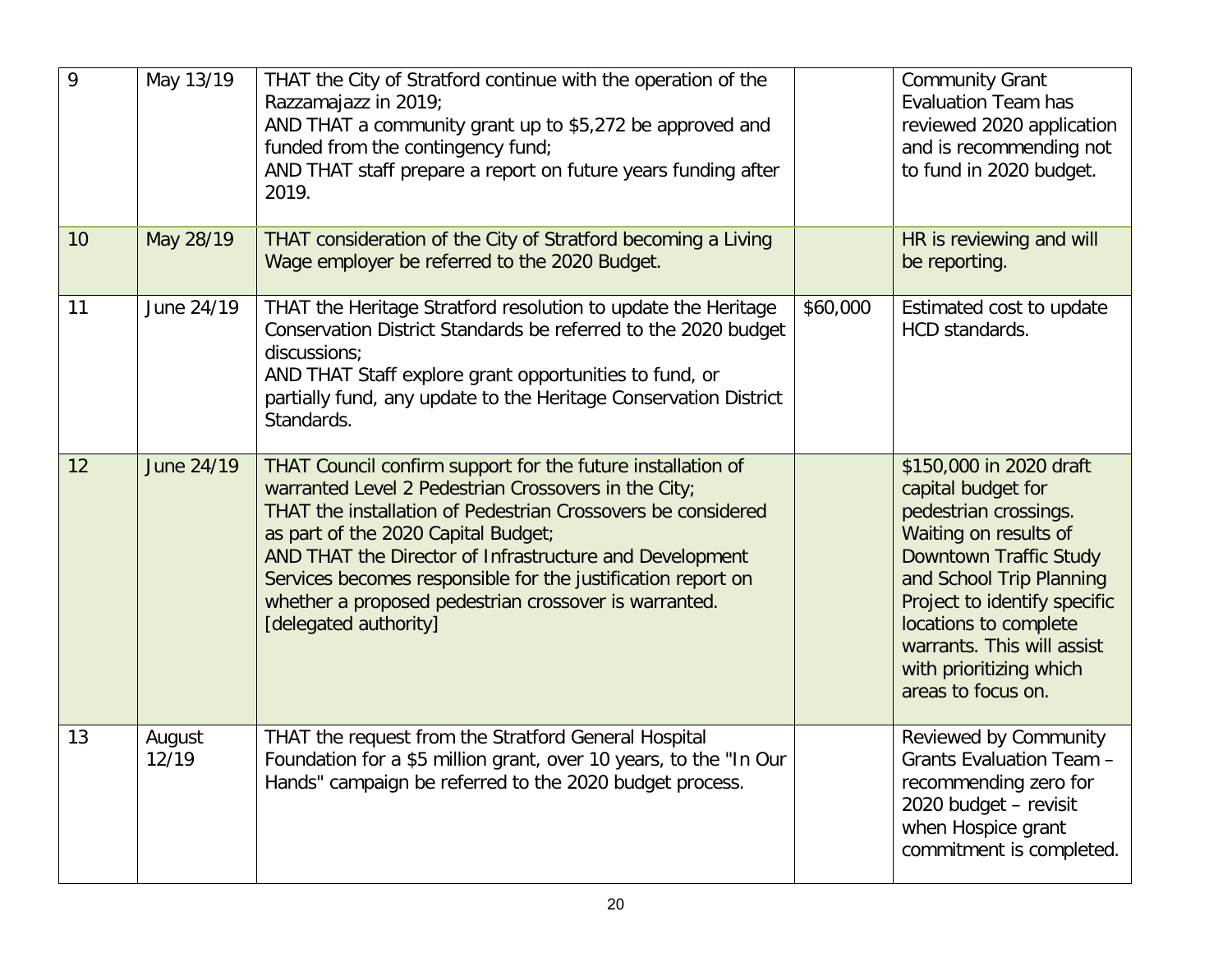| 9 | May 13/19 | THAT the City of Stratford continue with the operation of the Razzamajazz in 2019;<br>AND THAT a community grant up to $5,272 be approved and funded from the contingency fund;<br>AND THAT staff prepare a report on future years funding after 2019. | | Community Grant Evaluation Team has reviewed 2020 application and is recommending not to fund in 2020 budget. |
|---|---|---|---|---|
| 10 | May 28/19 | THAT consideration of the City of Stratford becoming a Living Wage employer be referred to the 2020 Budget. | | HR is reviewing and will be reporting. |
| 11 | June 24/19 | THAT the Heritage Stratford resolution to update the Heritage Conservation District Standards be referred to the 2020 budget discussions;<br>AND THAT Staff explore grant opportunities to fund, or partially fund, any update to the Heritage Conservation District Standards. | $60,000 | Estimated cost to update HCD standards. |
| 12 | June 24/19 | THAT Council confirm support for the future installation of warranted Level 2 Pedestrian Crossovers in the City;<br>THAT the installation of Pedestrian Crossovers be considered as part of the 2020 Capital Budget;<br>AND THAT the Director of Infrastructure and Development Services becomes responsible for the justification report on whether a proposed pedestrian crossover is warranted. [delegated authority] | | $150,000 in 2020 draft capital budget for pedestrian crossings. Waiting on results of Downtown Traffic Study and School Trip Planning Project to identify specific locations to complete warrants. This will assist with prioritizing which areas to focus on. |
| 13 | August 12/19 | THAT the request from the Stratford General Hospital Foundation for a $5 million grant, over 10 years, to the "In Our Hands" campaign be referred to the 2020 budget process. | | Reviewed by Community Grants Evaluation Team – recommending zero for 2020 budget – revisit when Hospice grant commitment is completed. |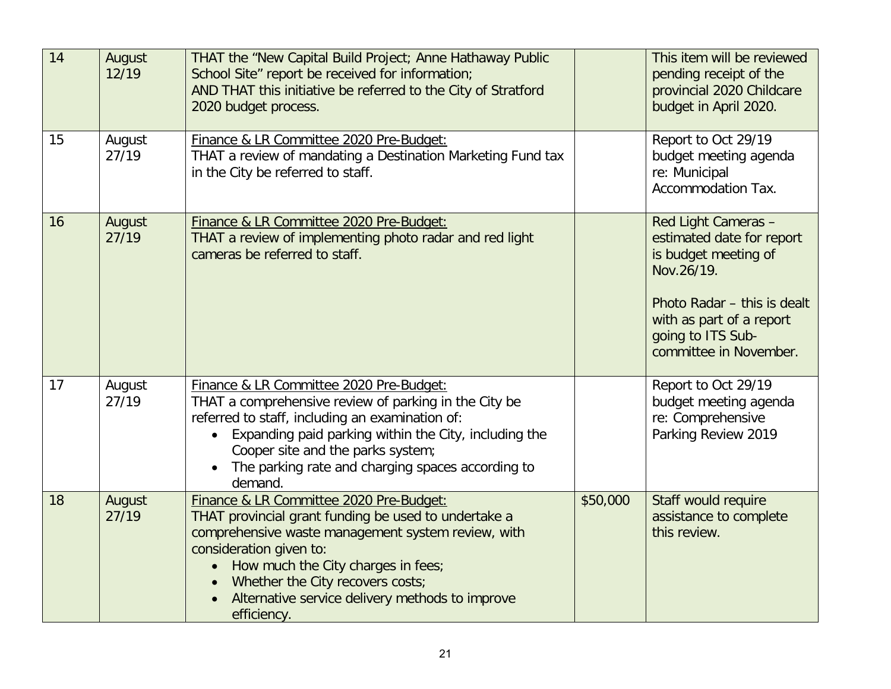| 14 | August 12/19 | THAT the "New Capital Build Project; Anne Hathaway Public School Site" report be received for information;<br>AND THAT this initiative be referred to the City of Stratford 2020 budget process. | | This item will be reviewed pending receipt of the provincial 2020 Childcare budget in April 2020. |
|---|---|---|---|---|
| 15 | August 27/19 | <u>Finance & LR Committee 2020 Pre-Budget:</u><br>THAT a review of mandating a Destination Marketing Fund tax in the City be referred to staff. | | Report to Oct 29/19 budget meeting agenda re: Municipal Accommodation Tax. |
| 16 | August 27/19 | <u>Finance & LR Committee 2020 Pre-Budget:</u><br>THAT a review of implementing photo radar and red light cameras be referred to staff. | | Red Light Cameras – estimated date for report is budget meeting of Nov.26/19.<br><br>Photo Radar – this is dealt with as part of a report going to ITS Sub-committee in November. |
| 17 | August 27/19 | <u>Finance & LR Committee 2020 Pre-Budget:</u><br>THAT a comprehensive review of parking in the City be referred to staff, including an examination of:<br>• Expanding paid parking within the City, including the Cooper site and the parks system;<br>• The parking rate and charging spaces according to demand. | | Report to Oct 29/19 budget meeting agenda re: Comprehensive Parking Review 2019 |
| 18 | August 27/19 | <u>Finance & LR Committee 2020 Pre-Budget:</u><br>THAT provincial grant funding be used to undertake a comprehensive waste management system review, with consideration given to:<br>• How much the City charges in fees;<br>• Whether the City recovers costs;<br>• Alternative service delivery methods to improve efficiency. | $50,000 | Staff would require assistance to complete this review. |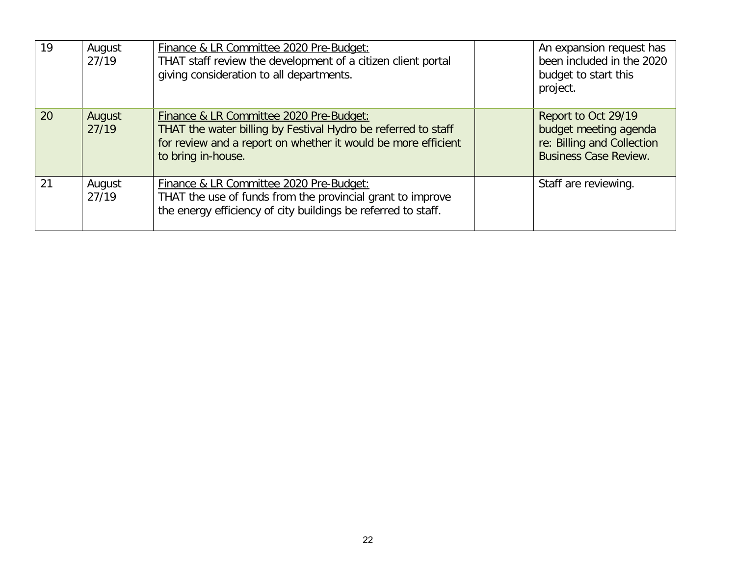| | | | | |
|---|---|---|---|---|
| 19 | August 27/19 | Finance & LR Committee 2020 Pre-Budget:<br>THAT staff review the development of a citizen client portal giving consideration to all departments. | | An expansion request has been included in the 2020 budget to start this project. |
| 20 | August 27/19 | Finance & LR Committee 2020 Pre-Budget:<br>THAT the water billing by Festival Hydro be referred to staff for review and a report on whether it would be more efficient to bring in-house. | | Report to Oct 29/19 budget meeting agenda re: Billing and Collection Business Case Review. |
| 21 | August 27/19 | Finance & LR Committee 2020 Pre-Budget:<br>THAT the use of funds from the provincial grant to improve the energy efficiency of city buildings be referred to staff. | | Staff are reviewing. |